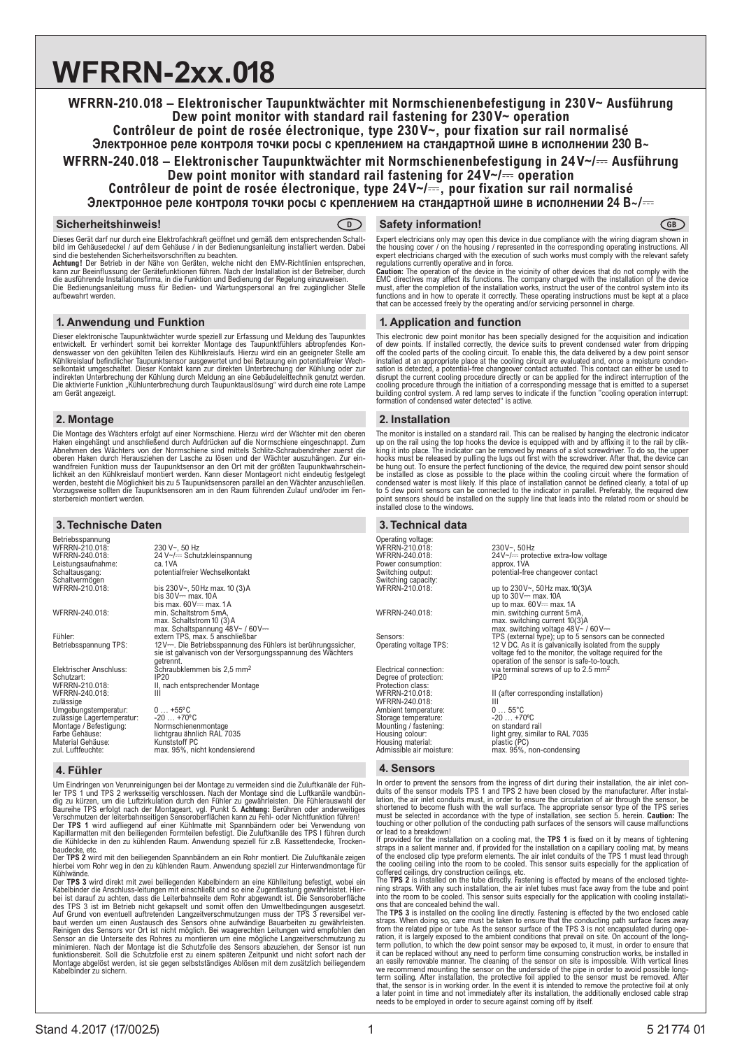# WFRRN-2xx.018

**WFRRN-210.018 – Elektronischer Taupunktwächter mit Normschienenbefestigung in 230 V~ Ausführung**
**Dew point monitor with standard rail fastening for 230 V~ operation**
**Contrôleur de point de rosée électronique, type 230 V~, pour fixation sur rail normalisé**
**Электронное реле контроля точки росы с креплением на стандартной шине в исполнении 230 В~**

**WFRRN-240.018 – Elektronischer Taupunktwächter mit Normschienenbefestigung in 24 V~/⎓ Ausführung**
**Dew point monitor with standard rail fastening for 24 V~/⎓ operation**
**Contrôleur de point de rosée électronique, type 24 V~/⎓, pour fixation sur rail normalisé**
**Электронное реле контроля точки росы с креплением на стандартной шине в исполнении 24 В~/⎓**

## Sicherheitshinweis! (D)

Dieses Gerät darf nur durch eine Elektrofachkraft geöffnet und gemäß dem entsprechenden Schaltbild im Gehäusedeckel / auf dem Gehäuse / in der Bedienungsanleitung installiert werden. Dabei sind die bestehenden Sicherheitsvorschriften zu beachten.
**Achtung!** Der Betrieb in der Nähe von Geräten, welche nicht den EMV-Richtlinien entsprechen, kann zur Beeinflussung der Gerätefunktionen führen. Nach der Installation ist der Betreiber, durch die ausführende Installationsfirma, in die Funktion und Bedienung der Regelung einzuweisen.
Die Bedienungsanleitung muss für Bedien- und Wartungspersonal an frei zugänglicher Stelle aufbewahrt werden.

## 1. Anwendung und Funktion

Dieser elektronische Taupunktwächter wurde speziell zur Erfassung und Meldung des Taupunktes entwickelt. Er verhindert somit bei korrekter Montage des Taupunktfühlers abtropfendes Kondenswasser von den gekühlten Teilen des Kühlkreislaufs. Hierzu wird ein an geeigneter Stelle am Kühlkreislauf befindlicher Taupunktsensor ausgewertet und bei Betauung ein potentialfreier Wechselkontakt umgeschaltet. Dieser Kontakt kann zur direkten Unterbrechung der Kühlung oder zur indirekten Unterbrechung der Kühlung durch Meldung an eine Gebäudeleittechnik genutzt werden. Die aktivierte Funktion „Kühlunterbrechung durch Taupunktauslösung" wird durch eine rote Lampe am Gerät angezeigt.

## 2. Montage

Die Montage des Wächters erfolgt auf einer Normschiene. Hierzu wird der Wächter mit den oberen Haken eingehängt und anschließend durch Aufdrücken auf die Normschiene eingeschnappt. Zum Abnehmen des Wächters von der Normschiene sind mittels Schlitz-Schraubendreher zuerst die oberen Haken durch Herausziehen der Lasche zu lösen und der Wächter auszuhängen. Zur einwandfreien Funktion muss der Taupunktsensor an den Ort mit der größten Taupunktwahrscheinlichkeit an den Kühlkreislauf montiert werden. Kann dieser Montageort nicht eindeutig festgelegt werden, besteht die Möglichkeit bis zu 5 Taupunktsensoren parallel an den Wächter anzuschließen. Vorzugsweise sollten die Taupunktsensoren am in den Raum führenden Zulauf und/oder im Fensterbereich montiert werden.

## 3. Technische Daten

| | |
|---|---|
| Betriebsspannung | |
| WFRRN-210.018: | 230 V~, 50 Hz |
| WFRRN-240.018: | 24 V~/⎓ Schutzkleinspannung |
| Leistungsaufnahme: | ca. 1VA |
| Schaltausgang: | potentialfreier Wechselkontakt |
| Schaltvermögen | |
| WFRRN-210.018: | bis 230 V~, 50 Hz max. 10 (3) A<br>bis 30 V⎓ max. 10A<br>bis max. 60 V⎓ max. 1 A |
| WFRRN-240.018: | min. Schaltstrom 5 mA,<br>max. Schaltstrom 10 (3) A<br>max. Schaltspannung 48 V~ / 60 V⎓ |
| Fühler: | extern TPS, max. 5 anschließbar |
| Betriebsspannung TPS: | 12 V⎓. Die Betriebsspannung des Fühlers ist berührungssicher, sie ist galvanisch von der Versorgungsspannung des Wächters getrennt. |
| Elektrischer Anschluss: | Schraubklemmen bis 2,5 mm² |
| Schutzart: | IP20 |
| Schutzklasse: | |
| WFRRN-210.018: | II, nach entsprechender Montage |
| WFRRN-240.018: | III |
| zulässige Umgebungstemperatur: | 0 … +55°C |
| zulässige Lagertemperatur: | -20 … +70°C |
| Montage / Befestigung: | Normschienenmontage |
| Farbe Gehäuse: | lichtgrau ähnlich RAL 7035 |
| Material Gehäuse: | Kunststoff PC |
| zul. Luftfeuchte: | max. 95%, nicht kondensierend |

## 4. Fühler

Um Eindringen von Verunreinigungen bei der Montage zu vermeiden sind die Zuluftkanäle der Fühler TPS 1 und TPS 2 werksseitig verschlossen. Nach der Montage sind die Luftkanäle wandbündig zu kürzen, um die Luftzirkulation durch den Fühler zu gewährleisten. Die Fühlerauswahl der Baureihe TPS erfolgt nach der Montageart, vgl. Punkt 5. **Achtung:** Berühren oder anderweitiges Verschmutzen der leiterbahnseitigen Sensoroberflächen kann zu Fehl- oder Nichtfunktion führen!
Der **TPS 1** wird aufliegend auf einer Kühlmatte mit Spannbändern oder bei Verwendung von Kapillarmatten mit den beiliegenden Formteilen befestigt. Die Zuluftkanäle des TPS I führen durch die Kühldecke in den zu kühlenden Raum. Anwendung speziell für z.B. Kassettendecke, Trockenbaudecke, etc.
Der **TPS 2** wird mit den beiliegenden Spannbändern an ein Rohr montiert. Die Zuluftkanäle zeigen hierbei vom Rohr weg in den zu kühlenden Raum. Anwendung speziell zur Hinterwandmontage für Kühlwände.
Der **TPS 3** wird direkt mit zwei beiliegenden Kabelbindern an eine Kühlleitung befestigt, wobei ein Kabelbinder die Anschluss-leitungen mit einschließt und so eine Zugentlastung gewährleistet. Hierbei ist darauf zu achten, dass die Leiterbahnseite dem Rohr abgewandt ist. Die Sensoroberfläche des TPS 3 ist im Betrieb nicht gekapselt und somit offen den Umweltbedingungen ausgesetzt. Auf Grund von eventuell auftretenden Langzeitverschmutzungen muss der TPS 3 reversibel verbaut werden um einen Austausch des Sensors ohne aufwändige Bauarbeiten zu gewährleisten. Reinigen des Sensors vor Ort ist nicht möglich. Bei waagerechten Leitungen wird empfohlen den Sensor an die Unterseite des Rohres zu montieren um eine mögliche Langzeitverschmutzung zu minimieren. Nach der Montage ist die Schutzfolie des Sensors abzuziehen, der Sensor ist nun funktionsbereit. Soll die Schutzfolie erst zu einem späteren Zeitpunkt und nicht sofort nach der Montage abgelöst werden, ist sie gegen selbstständiges Ablösen mit dem zusätzlich beiliegendem Kabelbinder zu sichern.

## Safety information! (GB)

Expert electricians only may open this device in due compliance with the wiring diagram shown in the housing cover / on the housing / represented in the corresponding operating instructions. All expert electricians charged with the execution of such works must comply with the relevant safety regulations currently operative and in force.
**Caution:** The operation of the device in the vicinity of other devices that do not comply with the EMC directives may affect its functions. The company charged with the installation of the device must, after the completion of the installation works, instruct the user of the control system into its functions and in how to operate it correctly. These operating instructions must be kept at a place that can be accessed freely by the operating and/or servicing personnel in charge.

## 1. Application and function

This electronic dew point monitor has been specially designed for the acquisition and indication of dew points. If installed correctly, the device suits to prevent condensed water from dripping off the cooled parts of the cooling circuit. To enable this, the data delivered by a dew point sensor installed at an appropriate place at the cooling circuit are evaluated and, once a moisture condensation is detected, a potential-free changeover contact actuated. This contact can either be used to disrupt the current cooling procedure directly or can be applied for the indirect interruption of the cooling procedure through the initiation of a corresponding message that is emitted to a superset building control system. A red lamp serves to indicate if the function "cooling operation interrupt: formation of condensed water detected" is active.

## 2. Installation

The monitor is installed on a standard rail. This can be realised by hanging the electronic indicator up on the rail using the top hooks the device is equipped with and by affixing it to the rail by clicking it into place. The indicator can be removed by means of a slot screwdriver. To do so, the upper hooks must be released by pulling the lugs out first with the screwdriver. After that, the device can be hung out. To ensure the perfect functioning of the device, the required dew point sensor should be installed as close as possible to the place within the cooling circuit where the formation of condensed water is most likely. If this place of installation cannot be defined clearly, a total of up to 5 dew point sensors can be connected to the indicator in parallel. Preferably, the required dew point sensors should be installed on the supply line that leads into the related room or should be installed close to the windows.

## 3. Technical data

| | |
|---|---|
| Operating voltage: | |
| WFRRN-210.018: | 230V~, 50Hz |
| WFRRN-240.018: | 24V~/⎓ protective extra-low voltage |
| Power consumption: | approx. 1VA |
| Switching output: | potential-free changeover contact |
| Switching capacity: | |
| WFRRN-210.018: | up to 230V~, 50Hz max. 10(3)A<br>up to 30V⎓ max. 10A<br>up to max. 60V⎓ max. 1A |
| WFRRN-240.018: | min. switching current 5mA,<br>max. switching current 10(3)A<br>max. switching voltage 48V~ / 60V⎓ |
| Sensors: | TPS (external type); up to 5 sensors can be connected |
| Operating voltage TPS: | 12 V DC. As it is galvanically isolated from the supply voltage fed to the monitor, the voltage required for the operation of the sensor is safe-to-touch. |
| Electrical connection: | via terminal screws of up to 2.5 mm² |
| Degree of protection: | IP20 |
| Protection class: | |
| WFRRN-210.018: | II (after corresponding installation) |
| WFRRN-240.018: | III |
| Ambient temperature: | 0 … 55°C |
| Storage temperature: | -20 … +70ºC |
| Mounting / fastening: | on standard rail |
| Housing colour: | light grey, similar to RAL 7035 |
| Housing material: | plastic (PC) |
| Admissible air moisture: | max. 95%, non-condensing |

## 4. Sensors

In order to prevent the sensors from the ingress of dirt during their installation, the air inlet conduits of the sensor models TPS 1 and TPS 2 have been closed by the manufacturer. After installation, the air inlet conduits must, in order to ensure the circulation of air through the sensor, be shortened to become flush with the wall surface. The appropriate sensor type of the TPS series must be selected in accordance with the type of installation, see section 5. herein. **Caution:** The touching or other pollution of the conducting path surfaces of the sensors will cause malfunctions or lead to a breakdown!
If provided for the installation on a cooling mat, the **TPS 1** is fixed on it by means of tightening straps in a salient manner and, if provided for the installation on a capillary cooling mat, by means of the enclosed clip type preform elements. The air inlet conduits of the TPS 1 must lead through the cooling ceiling into the room to be cooled. This sensor suits especially for the application of coffered ceilings, dry construction ceilings, etc.
The **TPS 2** is installed on the tube directly. Fastening is effected by means of the enclosed tightening straps. With any such installation, the air inlet tubes must face away from the tube and point into the room to be cooled. This sensor suits especially for the application with cooling installations that are concealed behind the wall.
The **TPS 3** is installed on the cooling line directly. Fastening is effected by the two enclosed cable straps. When doing so, care must be taken to ensure that the conducting path surface faces away from the related pipe or tube. As the sensor surface of the TPS 3 is not encapsulated during operation, it is largely exposed to the ambient conditions that prevail on site. On account of the long-term pollution, to which the dew point sensor may be exposed to, it must, in order to ensure that it can be replaced without any need to perform time consuming construction works, be installed in an easily removable manner. The cleaning of the sensor on site is impossible. With vertical lines we recommend mounting the sensor on the underside of the pipe in order to avoid possible long-term soiling. After installation, the protective foil applied to the sensor must be removed. After that, the sensor is in working order. In the event it is intended to remove the protective foil at only a later point in time and not immediately after its installation, the additionally enclosed cable strap needs to be employed in order to secure against coming off by itself.

Stand 4.2017 (17/002.5) — 5 21774 01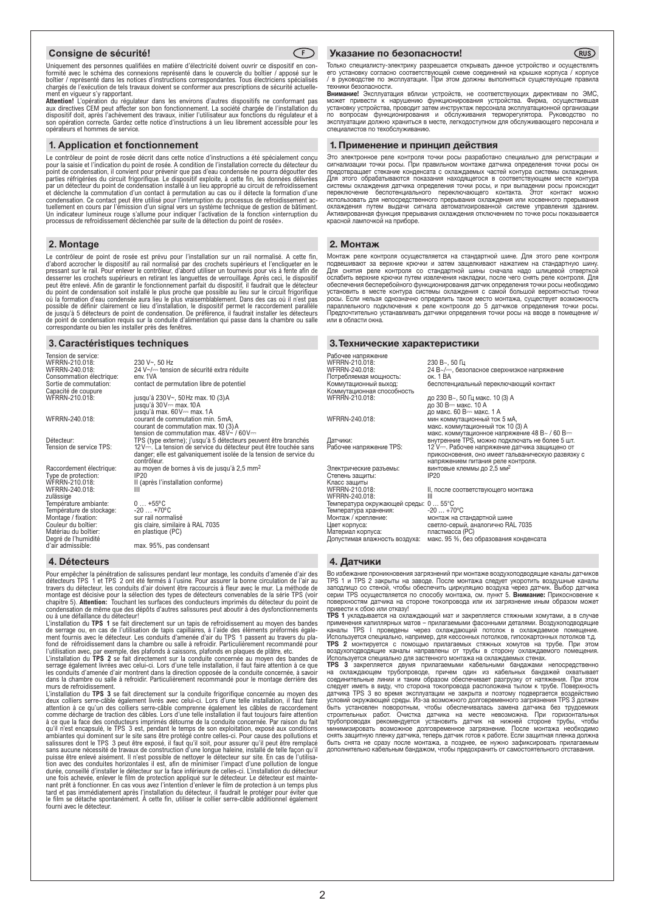## Consigne de sécurité!

Uniquement des personnes qualifiées en matière d'électricité doivent ouvrir ce dispositif en conformité avec le schéma des connexions représenté dans le couvercle du boîtier / apposé sur le boîtier / représenté dans les notices d'instructions correspondantes. Tous électriciens spécialisés chargés de l'exécution de tels travaux doivent se conformer aux prescriptions de sécurité actuellement en vigueur s'y rapportant.

**Attention!** L'opération du régulateur dans les environs d'autres dispositifs ne conformant pas aux directives CEM peut affecter son bon fonctionnement. La société chargée de l'installation du dispositif doit, après l'achèvement des travaux, initier l'utilisateur aux fonctions du régulateur et à son opération correcte. Gardez cette notice d'instructions à un lieu librement accessible pour les opérateurs et hommes de service.

## 1. Application et fonctionnement

Le contrôleur de point de rosée décrit dans cette notice d'instructions a été spécialement conçu pour la saisie et l'indication du point de rosée. A condition de l'installation correcte du détecteur du point de condensation, il convient pour prévenir que pas d'eau condensée ne pourra dégoutter des parties réfrigérées du circuit frigorifique. Le dispositif exploite, à cette fin, les données délivrées par un détecteur du point de condensation installé à un lieu approprié au circuit de refroidissement et déclenche la commutation d'un contact à permutation au cas ou il détecte la formation d'une condensation. Ce contact peut être utilisé pour l'interruption du processus de refroidissement actuellement en cours par l'émission d'un signal vers un système technique de gestion de bâtiment. Un indicateur lumineux rouge s'allume pour indiquer l'activation de la fonction «interruption du processus de refroidissement déclenchée par suite de la détection du point de rosée».

## 2. Montage

Le contrôleur de point de rosée est prévu pour l'installation sur un rail normalisé. A cette fin, d'abord accrocher le dispositif au rail normalisé par des crochets supérieurs et l'encliqueter en le pressant sur le rail. Pour enlever le contrôleur, d'abord utiliser un tournevis pour vis à fente afin de desserrer les crochets supérieurs en retirant les languettes de verrouillage. Après ceci, le dispositif peut être enlevé. Afin de garantir le fonctionnement parfait du dispositif, il faudrait que le détecteur du point de condensation soit installé le plus proche que possible au lieu sur le circuit frigorifique ou la formation d'eau condensée aura lieu le plus vraisemblablement. Dans des cas où il n'est pas possible de définir clairement ce lieu d'installation, le dispositif permet le raccordement parallèle de jusqu'à 5 détecteurs de point de condensation. De préférence, il faudrait installer les détecteurs de point de condensation requis sur la conduite d'alimentation qui passe dans la chambre ou salle correspondante ou bien les installer près des fenêtres.

## 3. Caractéristiques techniques

| | |
|---|---|
| Tension de service: | |
| WFRRN-210.018: | 230 V~, 50 Hz |
| WFRRN-240.018: | 24 V~/⎓ tension de sécurité extra réduite |
| Consommation électrique: | env. 1VA |
| Sortie de commutation: | contact de permutation libre de potentiel |
| Capacité de coupure | |
| WFRRN-210.018: | jusqu'à 230V~, 50Hz max. 10 (3)A<br>jusqu'à 30V⎓ max. 10A<br>jusqu'à max. 60V⎓ max. 1A |
| WFRRN-240.018: | courant de commutation min. 5mA,<br>courant de commutation max. 10 (3)A<br>tension de commutation max. 48V~ / 60V⎓ |
| Détecteur: | TPS (type externe); jusqu'à 5 détecteurs peuvent être branchés |
| Tension de service TPS: | 12V⎓. La tension de service du détecteur peut être touchée sans danger; elle est galvaniquement isolée de la tension de service du contrôleur. |
| Raccordement électrique: | au moyen de bornes à vis de jusqu'à 2,5 mm² |
| Type de protection: | IP20 |
| WFRRN-210.018: | II (après l'installation conforme) |
| WFRRN-240.018: | III |
| zulässige | |
| Température ambiante: | 0 … +55°C |
| Température de stockage: | -20 … +70°C |
| Montage / fixation: | sur rail normalisé |
| Couleur du boîtier: | gis claire, similaire à RAL 7035 |
| Matériau du boîtier: | en plastique (PC) |
| Degré de l'humidité d'air admissible: | max. 95%, pas condensant |

## 4. Détecteurs

Pour empêcher la pénétration de salissures pendant leur montage, les conduits d'amenée d'air des détecteurs TPS 1 et TPS 2 ont été fermés à l'usine. Pour assurer la bonne circulation de l'air au travers du détecteur, les conduits d'air doivent être raccourcis à fleur avec le mur. La méthode de montage est décisive pour la sélection des types de détecteurs convenables de la série TPS (voir chapitre 5). **Attention:** Touchant les surfaces des conducteurs imprimés du détecteur du point de condensation de même que des dépôts d'autres salissures peut aboutir à des dysfonctionnements ou à une défaillance du détecteur!

L'installation du **TPS 1** se fait directement sur un tapis de refroidissement au moyen des bandes de serrage ou, en cas de l'utilisation de tapis capillaires, à l'aide des éléments préformés également fournis avec le détecteur. Les conduits d'amenée d'air du TPS 1 passent au travers du plafond de réfroidissement dans la chambre ou salle à refroidir. Particulièrement recommandé pour l'utilisation avec, par exemple, des plafonds à caissons, plafonds en plaques de plâtre, etc.

L'installation du **TPS 2** se fait directement sur la conduite concernée au moyen des bandes de serrage également livrées avec celui-ci. Lors d'une telle installation, il faut faire attention à ce que les conduits d'amenée d'air montrent dans la direction opposée de la conduite concernée, à savoir dans la chambre ou salle à refroidir. Particulièrement recommandé pour le montage derrière des murs de refroidissement.

L'installation du **TPS 3** se fait directement sur la conduite frigorifique concernée au moyen des deux colliers serre-câble également livrés avec celui-ci. Lors d'une telle installation, il faut faire attention à ce qu'un des colliers serre-câble comprenne également les câbles de raccordement comme décharge de traction des câbles. Lors d'une telle installation il faut toujours faire attention à ce que la face des conducteurs imprimés détourne de la conduite concernée. Par raison du fait qu'il n'est encapsulé, le TPS 3 est, pendant le temps de son exploitation, exposé aux conditions ambiantes qui dominent sur le site sans être protégé contre celles-ci. Pour cause des pollutions et salissures dont le TPS 3 peut être exposé, il faut qu'il soit, pour assurer qu'il peut être remplacé sans aucune nécessité de travaux de construction d'une longue haleine, installé de telle façon qu'il puisse être enlevé aisément. Il n'est possible de nettoyer le détecteur sur site. En cas de l'utilisation avec des conduites horizontales il est, afin de minimiser l'impact d'une pollution de longue durée, conseillé d'installer le détecteur sur la face inférieure de celles-ci. L'installation du détecteur une fois achevée, enlever le film de protection appliqué sur le détecteur. Le détecteur est maintenant prêt à fonctionner. En cas vous avez l'intention d'enlever le film de protection à un temps plus tard et pas immédiatement après l'installation du détecteur, il faudrait le protéger pour éviter que le film se détache spontanément. A cette fin, utiliser le collier serre-câble additionnel également fourni avec le détecteur.

## Указание по безопасности!

Только специалисту-электрику разрешается открывать данное устройство и осуществлять его установку согласно соответствующей схеме соединений на крышке корпуса / корпусе / в руководстве по эксплуатации. При этом должны выполняться существующие правила техники безопасности.

**Внимание!** Эксплуатация вблизи устройств, не соответствующих директивам по ЭМС, может привести к нарушению функционирования устройства. Фирма, осуществившая установку устройства, проводит затем инструктаж персонала эксплуатационной организации по вопросам функционирования и обслуживания терморегулятора. Руководство по эксплуатации должно храниться в месте, легкодоступном для обслуживающего персонала и специалистов по техобслуживанию.

## 1. Применение и принцип действия

Это электронное реле контроля точки росы разработано специально для регистрации и сигнализации точки росы. При правильном монтаже датчика определения точки росы он предотвращает стекание конденсата с охлаждаемых частей контура системы охлаждения. Для этого обрабатываются показания находящегося в соответствующем месте контура системы охлаждения датчика определения точки росы, и при выпадении росы происходит переключение беспотенциального переключающего контакта. Этот контакт можно использовать для непосредственного прерывания охлаждения или косвенного прерывания охлаждения путем выдачи сигнала автоматизированной системе управления зданием. Активированная функция прерывания охлаждения отключением по точке росы показывается красной лампочкой на приборе.

## 2. Монтаж

Монтаж реле контроля осуществляется на стандартной шине. Для этого реле контроля подвешивают за верхние крючки и затем защелкивают нажатием на стандартную шину. Для снятия реле контроля со стандартной шины сначала надо шлицевой отверткой ослабить верхние крючки путем извлечения накладки, после чего снять реле контроля. Для обеспечения бесперебойного функционирования датчик определения точки росы необходимо установить в месте контура системы охлаждения с самой большой вероятностью точки росы. Если нельзя однозначно определить такое место монтажа, существует возможность параллельного подключения к реле контроля до 5 датчиков определения точки росы. Предпочтительно устанавливать датчики определения точки росы на вводе в помещение и/или в области окна.

## 3. Технические характеристики

| | |
|---|---|
| Рабочее напряжение | |
| WFRRN-210.018: | 230 В~, 50 Гц |
| WFRRN-240.018: | 24 В~/⎓, безопасное сверхнизкое напряжение |
| Потребляемая мощность: | ок. 1 ВА |
| Коммутационный выход: | беспотенциальный переключающий контакт |
| Коммутационная способность | |
| WFRRN-210.018: | до 230 В~, 50 Гц макс. 10 (3) А<br>до 30 В⎓ макс. 10 А<br>до макс. 60 В⎓ макс. 1 А |
| WFRRN-240.018: | мин коммутационный ток 5 мА,<br>макс. коммутационный ток 10 (3) А<br>макс. коммутационное напряжение 48 В~ / 60 В⎓ |
| Датчики: | внутренние TPS, можно подключать не более 5 шт. |
| Рабочее напряжение TPS: | 12 V⎓. Рабочее напряжение датчика защищено от прикосновения, оно имеет гальваническую развязку с напряжением питания реле контроля. |
| Электрические разъемы: | винтовые клеммы до 2,5 мм² |
| Степень защиты: | IP20 |
| Класс защиты | |
| WFRRN-210.018: | II, после соответствующего монтажа |
| WFRRN-240.018: | III |
| Температура окружающей среды: | 0 … 55°C |
| Температура хранения: | -20 … +70°C |
| Монтаж / крепление: | монтаж на стандартной шине |
| Цвет корпуса: | светло-серый, аналогично RAL 7035 |
| Материал корпуса: | пластмасса (PC) |
| Допустимая влажность воздуха: | макс. 95 %, без образования конденсата |

## 4. Датчики

Во избежание проникновения загрязнений при монтаже воздухоподводящие каналы датчиков TPS 1 и TPS 2 закрыты на заводе. После монтажа следует укоротить воздушные каналы заподлицо со стеной, чтобы обеспечить циркуляцию воздуха через датчик. Выбор датчика серии TPS осуществляется по способу монтажа, см. пункт 5. **Внимание:** Прикосновение к поверхностям датчика на стороне токопровода или их загрязнение иным образом может привести к сбою или отказу!

**TPS 1** укладывается на охлаждающий мат и закрепляется стяжными хомутами, а в случае применения капиллярных матов – прилагаемыми фасонными деталями. Воздухоподводящие каналы TPS I проведены через охлаждающий потолок в охлаждаемое помещение. Используется специально, например, для кессонных потолков, гипсокартонных потолков т.д.

**TPS 2** монтируется с помощью прилагаемых стяжных хомутов на трубе. При этом воздухоподводящие каналы направлены от трубы в сторону охлаждаемого помещения. Используется специально для застенного монтажа на охлаждаемых стенах.

**TPS 3** закрепляется двумя прилагаемыми кабельными бандажами непосредственно на охлаждающем трубопроводе, причем один из кабельных бандажей охватывает соединительные линии и таким образом обеспечивает разгрузку от натяжения. При этом следует иметь в виду, что сторона токопровода расположена тылом к трубе. Поверхность датчика TPS 3 во время эксплуатации не закрыта и поэтому подвергается воздействию условий окружающей среды. Из-за возможного долговременного загрязнения TPS 3 должен быть установлен поворотным, чтобы обеспечивалась замена датчика без трудоемких строительных работ. Очистка датчика на месте невозможна. При горизонтальных трубопроводах рекомендуется установить датчик на нижней стороне трубы, чтобы минимизировать возможное долговременное загрязнение. После монтажа необходимо снять защитную пленку датчика, теперь датчик готов к работе. Если защитная пленка должна быть снята не сразу после монтажа, а позднее, ее нужно зафиксировать прилагаемым дополнительно кабельным бандажом, чтобы предохранить от самостоятельного отставания.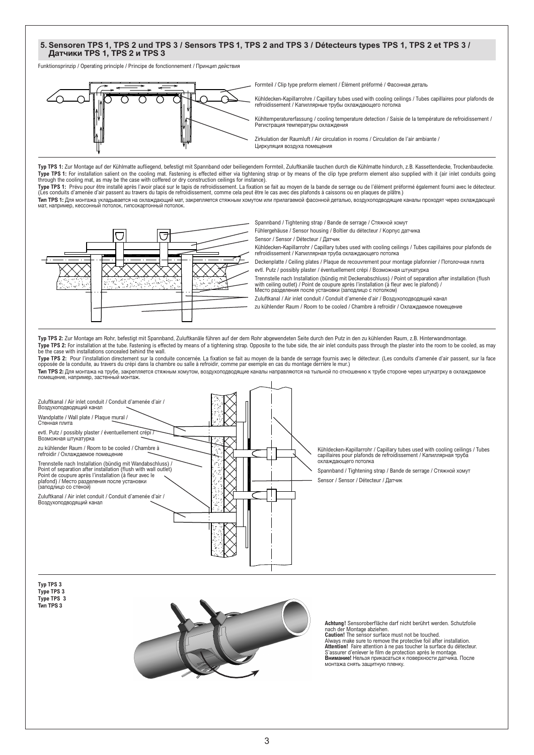## 5. Sensoren TPS 1, TPS 2 und TPS 3 / Sensors TPS 1, TPS 2 and TPS 3 / Détecteurs types TPS 1, TPS 2 et TPS 3 / Датчики TPS 1, TPS 2 и TPS 3

Funktionsprinzip / Operating principle / Principe de fonctionnement / Принцип действия

Formteil / Clip type preform element / Élément préformé / Фасонная деталь

Kühldecken-Kapillarrohre / Capillary tubes used with cooling ceilings / Tubes capillaires pour plafonds de refroidissement / Капиллярные трубы охлаждающего потолка

Kühltemperaturerfassung / cooling temperature detection / Saisie de la température de refroidissement / Регистрация температуры охлаждения

Zirkulation der Raumluft / Air circulation in rooms / Circulation de l'air ambiante / Циркуляция воздуха помещения

**Typ TPS 1:** Zur Montage auf der Kühlmatte aufliegend, befestigt mit Spannband oder beiliegendem Formteil, Zuluftkanäle tauchen durch die Kühlmatte hindurch, z.B. Kassettendecke, Trockenbaudecke.

**Type TPS 1:** For installation salient on the cooling mat. Fastening is effected either via tightening strap or by means of the clip type preform element also supplied with it (air inlet conduits going through the cooling mat, as may be the case with coffered or dry construction ceilings for instance).

**Type TPS 1:** Prévu pour être installé après l'avoir placé sur le tapis de refroidissement. La fixation se fait au moyen de la bande de serrage ou de l'élément préformé également fourni avec le détecteur. (Les conduits d'amenée d'air passent au travers du tapis de refroidissement, comme cela peut être le cas avec des plafonds à caissons ou en plaques de plâtre.)

**Тип TPS 1:** Для монтажа укладывается на охлаждающий мат, закрепляется стяжным хомутом или прилагаемой фасонной деталью, воздухоподводящие каналы проходят через охлаждающий мат, например, кессонный потолок, гипсокартонный потолок.

Spannband / Tightening strap / Bande de serrage / Стяжной хомут

Fühlergehäuse / Sensor housing / Boîtier du détecteur / Корпус датчика

Sensor / Sensor / Détecteur / Датчик

Kühldecken-Kapillarrohr / Capillary tubes used with cooling ceilings / Tubes capillaires pour plafonds de refroidissement / Капиллярная труба охлаждающего потолка

Deckenplatte / Ceiling plates / Plaque de recouvrement pour montage plafonnier / Потолочная плита

evtl. Putz / possibly plaster / éventuellement crépi / Возможная штукатурка

Trennstelle nach Installation (bündig mit Deckenabschluss) / Point of separation after installation (flush with ceiling outlet) / Point de coupure après l'installation (à fleur avec le plafond) / Место разделения после установки (заподлицо с потолком)

Zuluftkanal / Air inlet conduit / Conduit d'amenée d'air / Воздухоподводящий канал

zu kühlender Raum / Room to be cooled / Chambre à refroidir / Охлаждаемое помещение

**Typ TPS 2:** Zur Montage am Rohr, befestigt mit Spannband, Zuluftkanäle führen auf der dem Rohr abgewendeten Seite durch den Putz in den zu kühlenden Raum, z.B. Hinterwandmontage.

**Type TPS 2:** For installation at the tube. Fastening is effected by means of a tightening strap. Opposite to the tube side, the air inlet conduits pass through the plaster into the room to be cooled, as may be the case with installations concealed behind the wall.

**Type TPS 2:** Pour l'installation directement sur la conduite concernée. La fixation se fait au moyen de la bande de serrage fournis avec le détecteur. (Les conduits d'amenée d'air passent, sur la face opposée de la conduite, au travers du crépi dans la chambre ou salle à refroidir, comme par exemple en cas du montage derrière le mur.)

**Тип TPS 2:** Для монтажа на трубе, закрепляется стяжным хомутом, воздухоподводящие каналы направляются на тыльной по отношению к трубе стороне через штукатурку в охлаждаемое помещение, например, застенный монтаж.

Zuluftkanal / Air inlet conduit / Conduit d'amenée d'air / Воздухоподводящий канал

Wandplatte / Wall plate / Plaque mural / Стенная плита

evtl. Putz / possibly plaster / éventuellement crépi / Возможная штукатурка

zu kühlender Raum / Room to be cooled / Chambre à refroidir / Охлаждаемое помещение

Trennstelle nach Installation (bündig mit Wandabschluss) / Point of separation after installation (flush with wall outlet) Point de coupure après l'installation (à fleur avec le plafond) / Место разделения после установки (заподлицо со стеной)

Zuluftkanal / Air inlet conduit / Conduit d'amenée d'air / Воздухоподводящий канал

Kühldecken-Kapillarrohr / Capillary tubes used with cooling ceilings / Tubes capillaires pour plafonds de refroidissement / Капиллярная труба охлаждающего потолка

Spannband / Tightening strap / Bande de serrage / Стяжной хомут

Sensor / Sensor / Détecteur / Датчик

**Typ TPS 3**
**Type TPS 3**
**Type TPS 3**
**Тип TPS 3**

**Achtung!** Sensoroberfläche darf nicht berührt werden. Schutzfolie nach der Montage abziehen.
**Caution!** The sensor surface must not be touched. Always make sure to remove the protective foil after installation.
**Attention!** Faire attention à ne pas toucher la surface du détecteur. S'assurer d'enlever le film de protection après le montage.
**Внимание!** Нельзя прикасаться к поверхности датчика. После монтажа снять защитную пленку.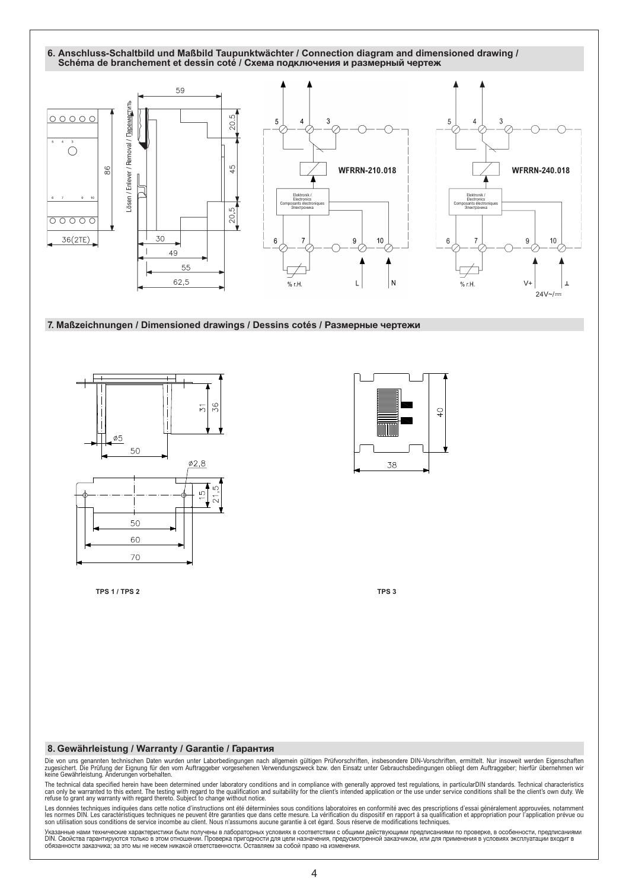## 6. Anschluss-Schaltbild und Maßbild Taupunktwächter / Connection diagram and dimensioned drawing / Schéma de branchement et dessin coté / Схема подключения и размерный чертеж

59

20,5

45

20,5

86

36(2TE)

30

49

55

62,5

Lösen / Enlever / Removal / Переместить

5 4 3

WFRRN-210.018

Elektronik / Electronics / Composants électroniques / Электроника

6 7 9 10

% r.H.

L N

5 4 3

WFRRN-240.018

Elektronik / Electronics / Composants électroniques / Электроника

6 7 9 10

% r.H.

V+ ⊥

24V~/⎓

## 7. Maßzeichnungen / Dimensioned drawings / Dessins cotés / Размерные чертежи

31 36

ø5

50

ø2,8

15 21,5

50

60

70

TPS 1 / TPS 2

40

38

TPS 3

## 8. Gewährleistung / Warranty / Garantie / Гарантия

Die von uns genannten technischen Daten wurden unter Laborbedingungen nach allgemein gültigen Prüfvorschriften, insbesondere DIN-Vorschriften, ermittelt. Nur insoweit werden Eigenschaften zugesichert. Die Prüfung der Eignung für den vom Auftraggeber vorgesehenen Verwendungszweck bzw. den Einsatz unter Gebrauchsbedingungen obliegt dem Auftraggeber; hierfür übernehmen wir keine Gewährleistung. Änderungen vorbehalten.

The technical data specified herein have been determined under laboratory conditions and in compliance with generally approved test regulations, in particularDIN standards. Technical characteristics can only be warranted to this extent. The testing with regard to the qualification and suitability for the client's intended application or the use under service conditions shall be the client's own duty. We refuse to grant any warranty with regard thereto. Subject to change without notice.

Les données techniques indiquées dans cette notice d'instructions ont été déterminées sous conditions laboratoires en conformité avec des prescriptions d'essai généralement approuvées, notamment les normes DIN. Les caractéristiques techniques ne peuvent être garanties que dans cette mesure. La vérification du dispositif en rapport à sa qualification et appropriation pour l'application prévue ou son utilisation sous conditions de service incombe au client. Nous n'assumons aucune garantie à cet égard. Sous réserve de modifications techniques.

Указанные нами технические характеристики были получены в лабораторных условиях в соответствии с общими действующими предписаниями по проверке, в особенности, предписаниями DIN. Свойства гарантируются только в этом отношении. Проверка пригодности для цели назначения, предусмотренной заказчиком, или для применения в условиях эксплуатации входит в обязанности заказчика; за это мы не несем никакой ответственности. Оставляем за собой право на изменения.